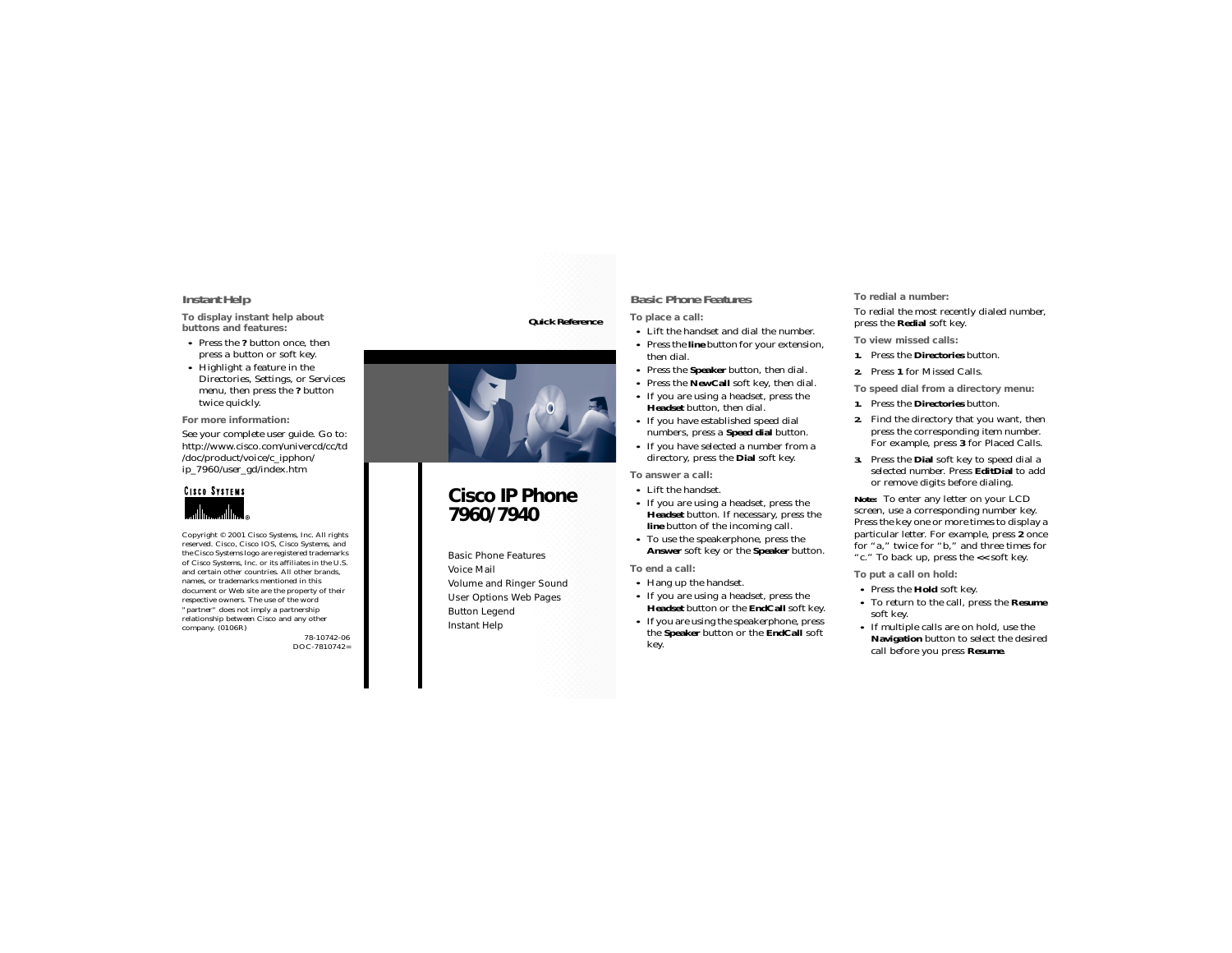## Instant Help

**To display instant help about buttons and features:**

- Press the **?** button once, then press a button or soft key.
- Highlight a feature in the Directories, Settings, or Services menu, then press the **?** button twice quickly.

**For more information:**

See your complete user guide. Go to: http://www.cisco.com/univercd/cc/td/doc/product/voice/c_ipphon/ip_7960/user_gd/index.htm

Cisco Systems

Copyright © 2001 Cisco Systems, Inc. All rights reserved. Cisco, Cisco IOS, Cisco Systems, and the Cisco Systems logo are registered trademarks of Cisco Systems, Inc. or its affiliates in the U.S. and certain other countries. All other brands, names, or trademarks mentioned in this document or Web site are the property of their respective owners. The use of the word "partner" does not imply a partnership relationship between Cisco and any other company. (0106R)

78-10742-06
DOC-7810742=

**Quick Reference**

# Cisco IP Phone 7960/7940

Basic Phone Features
Voice Mail
Volume and Ringer Sound
User Options Web Pages
Button Legend
Instant Help

## Basic Phone Features

**To place a call:**

- Lift the handset and dial the number.
- Press the **line** button for your extension, then dial.
- Press the **Speaker** button, then dial.
- Press the **NewCall** soft key, then dial.
- If you are using a headset, press the **Headset** button, then dial.
- If you have established speed dial numbers, press a **Speed dial** button.
- If you have selected a number from a directory, press the **Dial** soft key.

**To answer a call:**

- Lift the handset.
- If you are using a headset, press the **Headset** button. If necessary, press the **line** button of the incoming call.
- To use the speakerphone, press the **Answer** soft key or the **Speaker** button.

**To end a call:**

- Hang up the handset.
- If you are using a headset, press the **Headset** button or the **EndCall** soft key.
- If you are using the speakerphone, press the **Speaker** button or the **EndCall** soft key.

**To redial a number:**

To redial the most recently dialed number, press the **Redial** soft key.

**To view missed calls:**

1. Press the **Directories** button.
2. Press **1** for Missed Calls.

**To speed dial from a directory menu:**

1. Press the **Directories** button.
2. Find the directory that you want, then press the corresponding item number. For example, press **3** for Placed Calls.
3. Press the **Dial** soft key to speed dial a selected number. Press **EditDial** to add or remove digits before dialing.

**Note:** To enter any letter on your LCD screen, use a corresponding number key. Press the key one or more times to display a particular letter. For example, press **2** once for "a," twice for "b," and three times for "c." To back up, press the **<<** soft key.

**To put a call on hold:**

- Press the **Hold** soft key.
- To return to the call, press the **Resume** soft key.
- If multiple calls are on hold, use the **Navigation** button to select the desired call before you press **Resume**.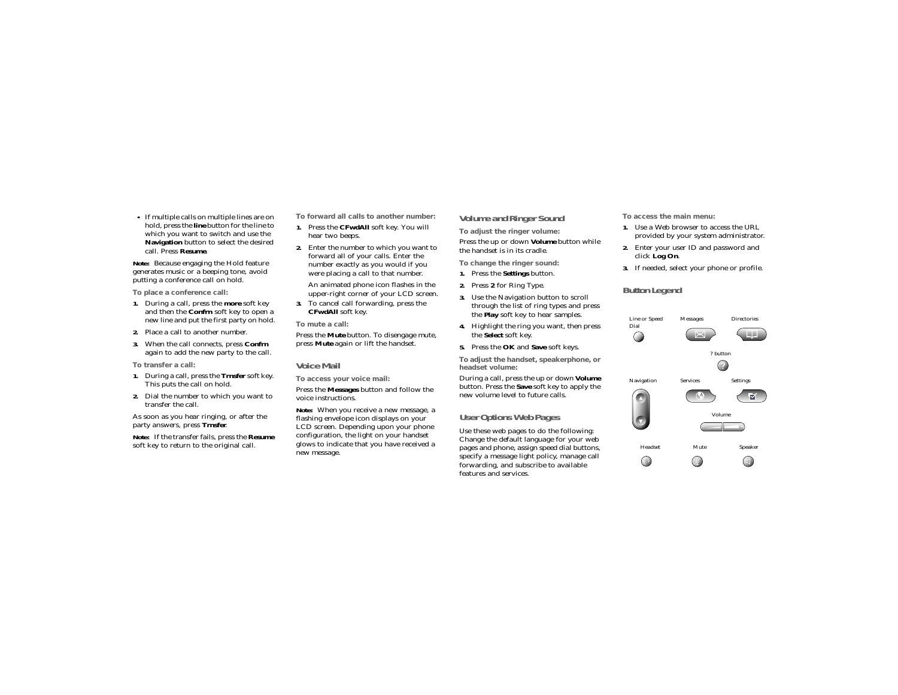- If multiple calls on multiple lines are on hold, press the **line** button for the line to which you want to switch and use the **Navigation** button to select the desired call. Press **Resume**.

**Note:** Because engaging the Hold feature generates music or a beeping tone, avoid putting a conference call on hold.

**To place a conference call:**

1. During a call, press the **more** soft key and then the **Confrn** soft key to open a new line and put the first party on hold.
2. Place a call to another number.
3. When the call connects, press **Confrn** again to add the new party to the call.

**To transfer a call:**

1. During a call, press the **Trnsfer** soft key. This puts the call on hold.
2. Dial the number to which you want to transfer the call.

As soon as you hear ringing, or after the party answers, press **Trnsfer**.

**Note:** If the transfer fails, press the **Resume** soft key to return to the original call.

**To forward all calls to another number:**

1. Press the **CFwdAll** soft key. You will hear two beeps.
2. Enter the number to which you want to forward all of your calls. Enter the number exactly as you would if you were placing a call to that number.

   An animated phone icon flashes in the upper-right corner of your LCD screen.
3. To cancel call forwarding, press the **CFwdAll** soft key.

**To mute a call:**

Press the **Mute** button. To disengage mute, press **Mute** again or lift the handset.

## Voice Mail

**To access your voice mail:**

Press the **Messages** button and follow the voice instructions.

**Note:** When you receive a new message, a flashing envelope icon displays on your LCD screen. Depending upon your phone configuration, the light on your handset glows to indicate that you have received a new message.

## Volume and Ringer Sound

**To adjust the ringer volume:**

Press the up or down **Volume** button while the handset is in its cradle.

**To change the ringer sound:**

1. Press the **Settings** button.
2. Press **2** for Ring Type.
3. Use the Navigation button to scroll through the list of ring types and press the **Play** soft key to hear samples.
4. Highlight the ring you want, then press the **Select** soft key.
5. Press the **OK** and **Save** soft keys.

**To adjust the handset, speakerphone, or headset volume:**

During a call, press the up or down **Volume** button. Press the **Save** soft key to apply the new volume level to future calls.

## User Options Web Pages

Use these web pages to do the following: Change the default language for your web pages and phone, assign speed dial buttons, specify a message light policy, manage call forwarding, and subscribe to available features and services.

**To access the main menu:**

1. Use a Web browser to access the URL provided by your system administrator.
2. Enter your user ID and password and click **Log On**.
3. If needed, select your phone or profile.

## Button Legend

Line or Speed Dial

Messages

Directories

? button

Navigation

Services

Settings

Volume

Headset

Mute

Speaker